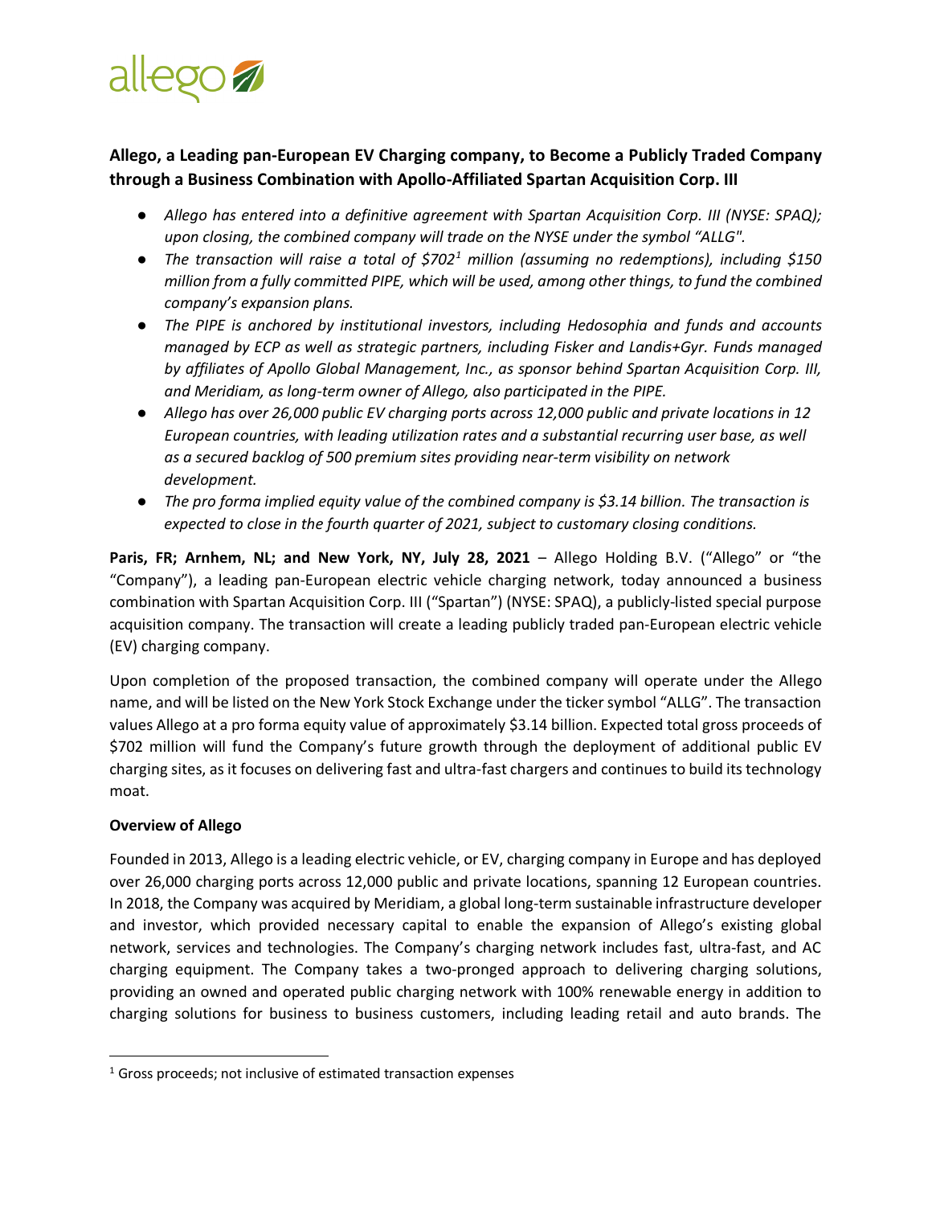## Allego, a Leading pan-European EV Charging company, to Become a Publicly Traded Company through a Business Combination with Apollo-Affiliated Spartan Acquisition Corp. III

- *Allego has entered into a definitive agreement with Spartan Acquisition Corp. III (NYSE: SPAQ); upon closing, the combined company will trade on the NYSE under the symbol "ALLG".*
- *The transaction will raise a total of $702[1] million (assuming no redemptions), including $150 million from a fully committed PIPE, which will be used, among other things, to fund the combined company's expansion plans.*
- *The PIPE is anchored by institutional investors, including Hedosophia and funds and accounts managed by ECP as well as strategic partners, including Fisker and Landis+Gyr. Funds managed by affiliates of Apollo Global Management, Inc., as sponsor behind Spartan Acquisition Corp. III, and Meridiam, as long-term owner of Allego, also participated in the PIPE.*
- *Allego has over 26,000 public EV charging ports across 12,000 public and private locations in 12 European countries, with leading utilization rates and a substantial recurring user base, as well as a secured backlog of 500 premium sites providing near-term visibility on network development.*
- *The pro forma implied equity value of the combined company is $3.14 billion. The transaction is expected to close in the fourth quarter of 2021, subject to customary closing conditions.*

**Paris, FR; Arnhem, NL; and New York, NY, July 28, 2021** – Allego Holding B.V. ("Allego" or "the "Company"), a leading pan-European electric vehicle charging network, today announced a business combination with Spartan Acquisition Corp. III ("Spartan") (NYSE: SPAQ), a publicly-listed special purpose acquisition company. The transaction will create a leading publicly traded pan-European electric vehicle (EV) charging company.

Upon completion of the proposed transaction, the combined company will operate under the Allego name, and will be listed on the New York Stock Exchange under the ticker symbol "ALLG". The transaction values Allego at a pro forma equity value of approximately $3.14 billion. Expected total gross proceeds of $702 million will fund the Company's future growth through the deployment of additional public EV charging sites, as it focuses on delivering fast and ultra-fast chargers and continues to build its technology moat.

**Overview of Allego**

Founded in 2013, Allego is a leading electric vehicle, or EV, charging company in Europe and has deployed over 26,000 charging ports across 12,000 public and private locations, spanning 12 European countries. In 2018, the Company was acquired by Meridiam, a global long-term sustainable infrastructure developer and investor, which provided necessary capital to enable the expansion of Allego's existing global network, services and technologies. The Company's charging network includes fast, ultra-fast, and AC charging equipment. The Company takes a two-pronged approach to delivering charging solutions, providing an owned and operated public charging network with 100% renewable energy in addition to charging solutions for business to business customers, including leading retail and auto brands. The

[1] Gross proceeds; not inclusive of estimated transaction expenses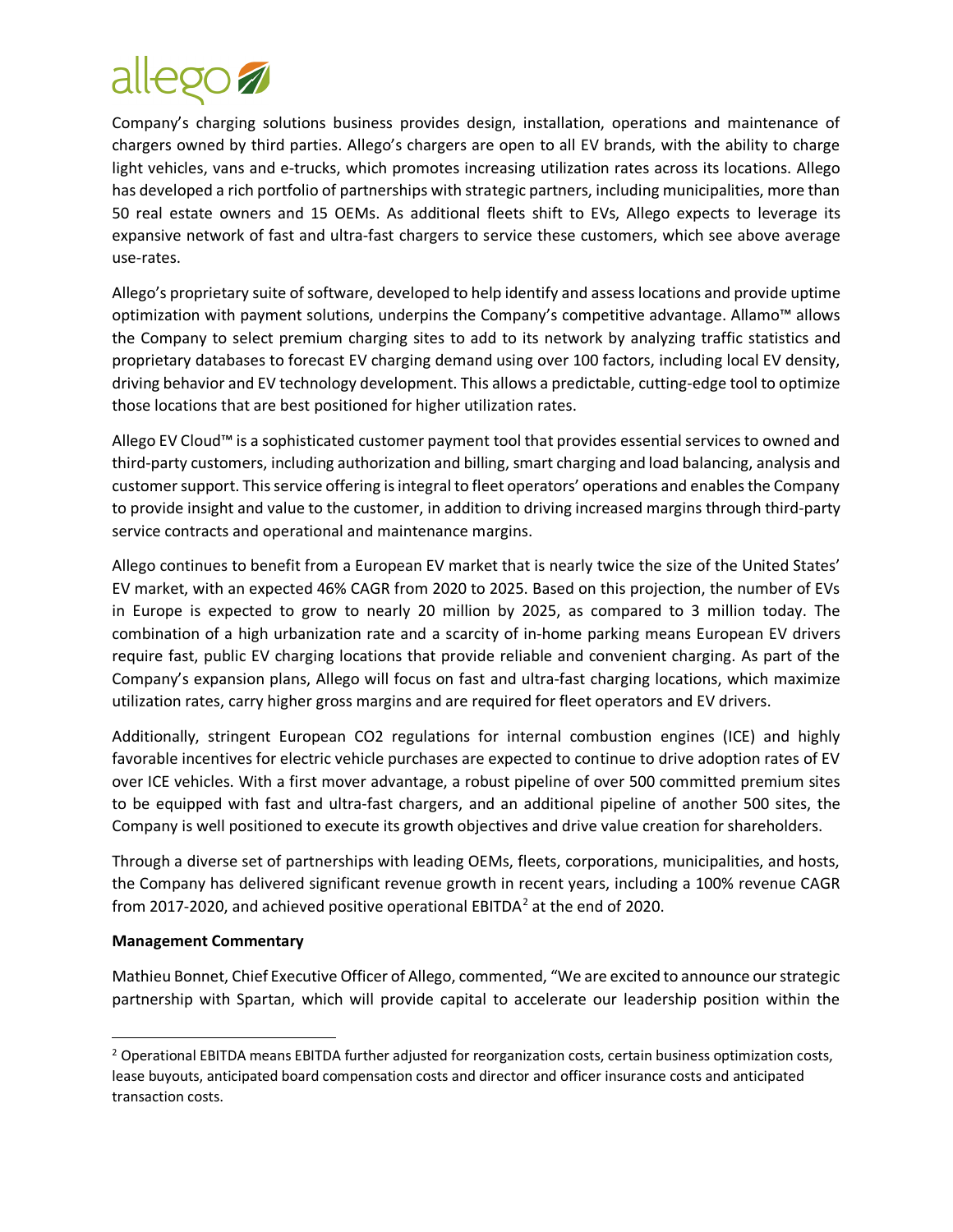Company's charging solutions business provides design, installation, operations and maintenance of chargers owned by third parties. Allego's chargers are open to all EV brands, with the ability to charge light vehicles, vans and e-trucks, which promotes increasing utilization rates across its locations. Allego has developed a rich portfolio of partnerships with strategic partners, including municipalities, more than 50 real estate owners and 15 OEMs. As additional fleets shift to EVs, Allego expects to leverage its expansive network of fast and ultra-fast chargers to service these customers, which see above average use-rates.

Allego's proprietary suite of software, developed to help identify and assess locations and provide uptime optimization with payment solutions, underpins the Company's competitive advantage. Allamo™ allows the Company to select premium charging sites to add to its network by analyzing traffic statistics and proprietary databases to forecast EV charging demand using over 100 factors, including local EV density, driving behavior and EV technology development. This allows a predictable, cutting-edge tool to optimize those locations that are best positioned for higher utilization rates.

Allego EV Cloud™ is a sophisticated customer payment tool that provides essential services to owned and third-party customers, including authorization and billing, smart charging and load balancing, analysis and customer support. This service offering is integral to fleet operators' operations and enables the Company to provide insight and value to the customer, in addition to driving increased margins through third-party service contracts and operational and maintenance margins.

Allego continues to benefit from a European EV market that is nearly twice the size of the United States' EV market, with an expected 46% CAGR from 2020 to 2025. Based on this projection, the number of EVs in Europe is expected to grow to nearly 20 million by 2025, as compared to 3 million today. The combination of a high urbanization rate and a scarcity of in-home parking means European EV drivers require fast, public EV charging locations that provide reliable and convenient charging. As part of the Company's expansion plans, Allego will focus on fast and ultra-fast charging locations, which maximize utilization rates, carry higher gross margins and are required for fleet operators and EV drivers.

Additionally, stringent European $CO_2$ regulations for internal combustion engines (ICE) and highly favorable incentives for electric vehicle purchases are expected to continue to drive adoption rates of EV over ICE vehicles. With a first mover advantage, a robust pipeline of over 500 committed premium sites to be equipped with fast and ultra-fast chargers, and an additional pipeline of another 500 sites, the Company is well positioned to execute its growth objectives and drive value creation for shareholders.

Through a diverse set of partnerships with leading OEMs, fleets, corporations, municipalities, and hosts, the Company has delivered significant revenue growth in recent years, including a 100% revenue CAGR from 2017-2020, and achieved positive operational EBITDA[2] at the end of 2020.

**Management Commentary**

Mathieu Bonnet, Chief Executive Officer of Allego, commented, "We are excited to announce our strategic partnership with Spartan, which will provide capital to accelerate our leadership position within the

[2] Operational EBITDA means EBITDA further adjusted for reorganization costs, certain business optimization costs, lease buyouts, anticipated board compensation costs and director and officer insurance costs and anticipated transaction costs.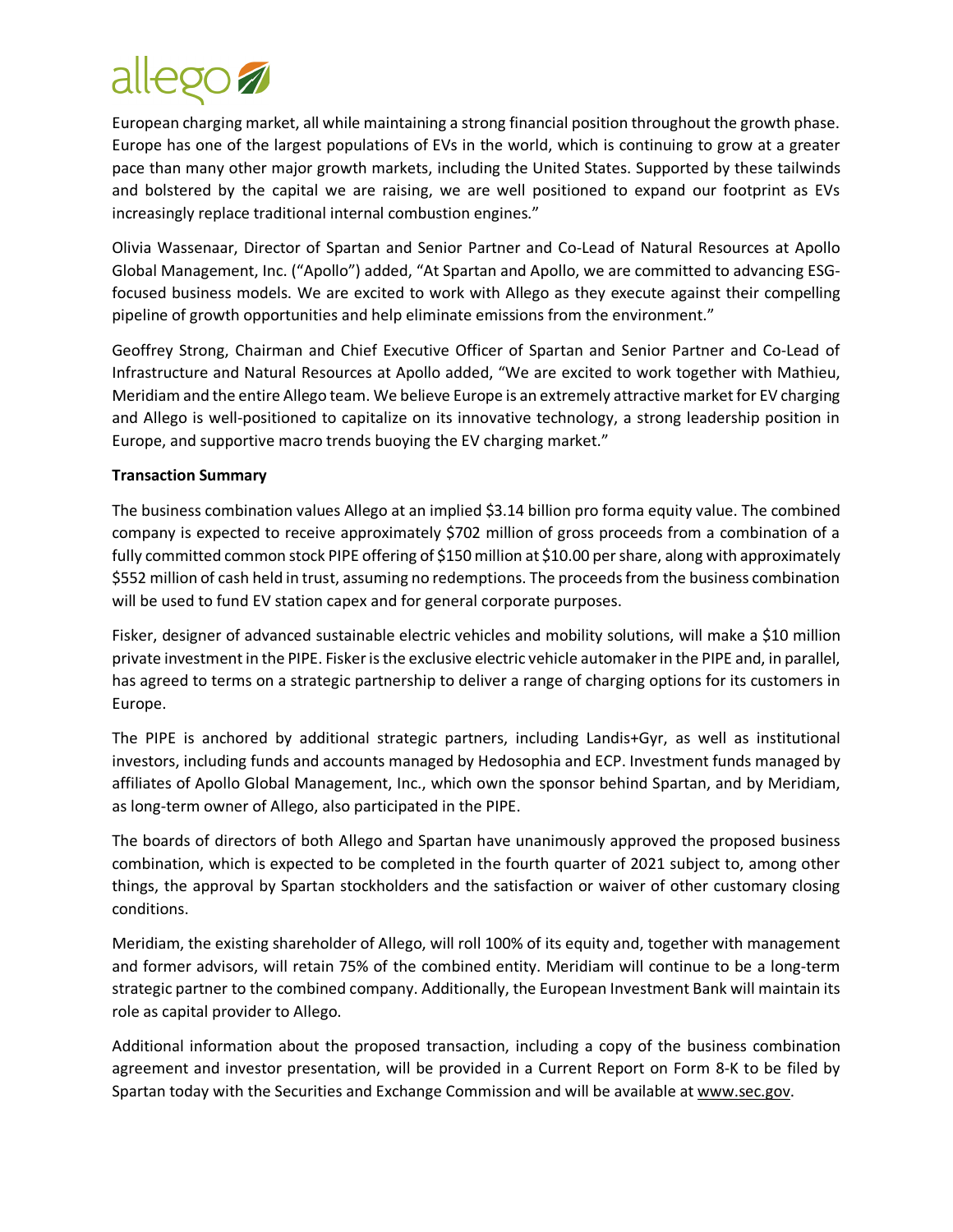European charging market, all while maintaining a strong financial position throughout the growth phase. Europe has one of the largest populations of EVs in the world, which is continuing to grow at a greater pace than many other major growth markets, including the United States. Supported by these tailwinds and bolstered by the capital we are raising, we are well positioned to expand our footprint as EVs increasingly replace traditional internal combustion engines."

Olivia Wassenaar, Director of Spartan and Senior Partner and Co-Lead of Natural Resources at Apollo Global Management, Inc. ("Apollo") added, "At Spartan and Apollo, we are committed to advancing ESG-focused business models. We are excited to work with Allego as they execute against their compelling pipeline of growth opportunities and help eliminate emissions from the environment."

Geoffrey Strong, Chairman and Chief Executive Officer of Spartan and Senior Partner and Co-Lead of Infrastructure and Natural Resources at Apollo added, "We are excited to work together with Mathieu, Meridiam and the entire Allego team. We believe Europe is an extremely attractive market for EV charging and Allego is well-positioned to capitalize on its innovative technology, a strong leadership position in Europe, and supportive macro trends buoying the EV charging market."

**Transaction Summary**

The business combination values Allego at an implied $3.14 billion pro forma equity value. The combined company is expected to receive approximately $702 million of gross proceeds from a combination of a fully committed common stock PIPE offering of $150 million at $10.00 per share, along with approximately $552 million of cash held in trust, assuming no redemptions. The proceeds from the business combination will be used to fund EV station capex and for general corporate purposes.

Fisker, designer of advanced sustainable electric vehicles and mobility solutions, will make a $10 million private investment in the PIPE. Fisker is the exclusive electric vehicle automaker in the PIPE and, in parallel, has agreed to terms on a strategic partnership to deliver a range of charging options for its customers in Europe.

The PIPE is anchored by additional strategic partners, including Landis+Gyr, as well as institutional investors, including funds and accounts managed by Hedosophia and ECP. Investment funds managed by affiliates of Apollo Global Management, Inc., which own the sponsor behind Spartan, and by Meridiam, as long-term owner of Allego, also participated in the PIPE.

The boards of directors of both Allego and Spartan have unanimously approved the proposed business combination, which is expected to be completed in the fourth quarter of 2021 subject to, among other things, the approval by Spartan stockholders and the satisfaction or waiver of other customary closing conditions.

Meridiam, the existing shareholder of Allego, will roll 100% of its equity and, together with management and former advisors, will retain 75% of the combined entity. Meridiam will continue to be a long-term strategic partner to the combined company. Additionally, the European Investment Bank will maintain its role as capital provider to Allego.

Additional information about the proposed transaction, including a copy of the business combination agreement and investor presentation, will be provided in a Current Report on Form 8-K to be filed by Spartan today with the Securities and Exchange Commission and will be available at www.sec.gov.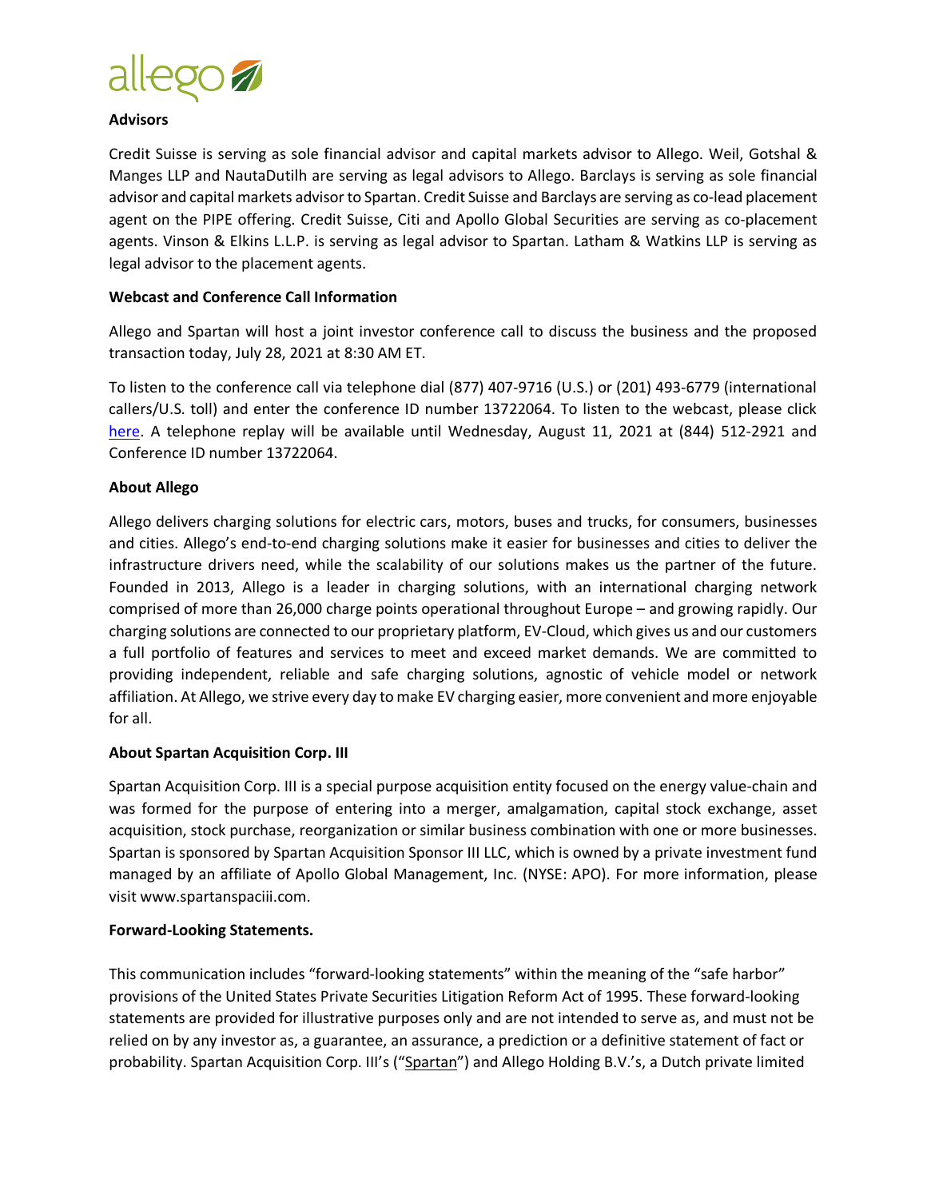**Advisors**

Credit Suisse is serving as sole financial advisor and capital markets advisor to Allego. Weil, Gotshal & Manges LLP and NautaDutilh are serving as legal advisors to Allego. Barclays is serving as sole financial advisor and capital markets advisor to Spartan. Credit Suisse and Barclays are serving as co-lead placement agent on the PIPE offering. Credit Suisse, Citi and Apollo Global Securities are serving as co-placement agents. Vinson & Elkins L.L.P. is serving as legal advisor to Spartan. Latham & Watkins LLP is serving as legal advisor to the placement agents.

**Webcast and Conference Call Information**

Allego and Spartan will host a joint investor conference call to discuss the business and the proposed transaction today, July 28, 2021 at 8:30 AM ET.

To listen to the conference call via telephone dial (877) 407-9716 (U.S.) or (201) 493-6779 (international callers/U.S. toll) and enter the conference ID number 13722064. To listen to the webcast, please click here. A telephone replay will be available until Wednesday, August 11, 2021 at (844) 512-2921 and Conference ID number 13722064.

**About Allego**

Allego delivers charging solutions for electric cars, motors, buses and trucks, for consumers, businesses and cities. Allego's end-to-end charging solutions make it easier for businesses and cities to deliver the infrastructure drivers need, while the scalability of our solutions makes us the partner of the future. Founded in 2013, Allego is a leader in charging solutions, with an international charging network comprised of more than 26,000 charge points operational throughout Europe – and growing rapidly. Our charging solutions are connected to our proprietary platform, EV-Cloud, which gives us and our customers a full portfolio of features and services to meet and exceed market demands. We are committed to providing independent, reliable and safe charging solutions, agnostic of vehicle model or network affiliation. At Allego, we strive every day to make EV charging easier, more convenient and more enjoyable for all.

**About Spartan Acquisition Corp. III**

Spartan Acquisition Corp. III is a special purpose acquisition entity focused on the energy value-chain and was formed for the purpose of entering into a merger, amalgamation, capital stock exchange, asset acquisition, stock purchase, reorganization or similar business combination with one or more businesses. Spartan is sponsored by Spartan Acquisition Sponsor III LLC, which is owned by a private investment fund managed by an affiliate of Apollo Global Management, Inc. (NYSE: APO). For more information, please visit www.spartanspaciii.com.

**Forward-Looking Statements.**

This communication includes "forward-looking statements" within the meaning of the "safe harbor" provisions of the United States Private Securities Litigation Reform Act of 1995. These forward-looking statements are provided for illustrative purposes only and are not intended to serve as, and must not be relied on by any investor as, a guarantee, an assurance, a prediction or a definitive statement of fact or probability. Spartan Acquisition Corp. III's ("Spartan") and Allego Holding B.V.'s, a Dutch private limited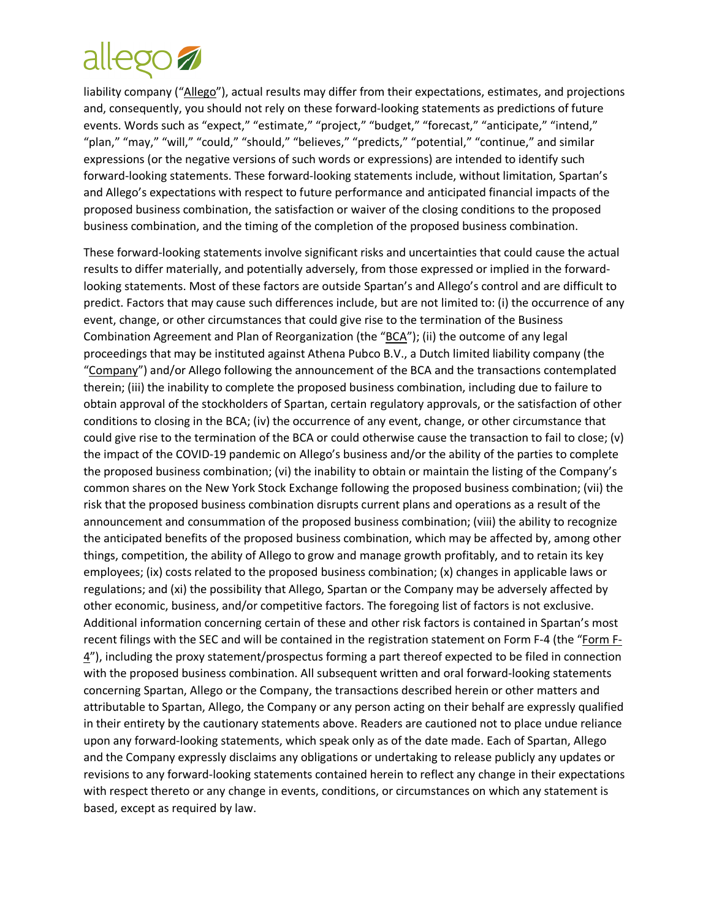liability company ("Allego"), actual results may differ from their expectations, estimates, and projections and, consequently, you should not rely on these forward-looking statements as predictions of future events. Words such as "expect," "estimate," "project," "budget," "forecast," "anticipate," "intend," "plan," "may," "will," "could," "should," "believes," "predicts," "potential," "continue," and similar expressions (or the negative versions of such words or expressions) are intended to identify such forward-looking statements. These forward-looking statements include, without limitation, Spartan's and Allego's expectations with respect to future performance and anticipated financial impacts of the proposed business combination, the satisfaction or waiver of the closing conditions to the proposed business combination, and the timing of the completion of the proposed business combination.

These forward-looking statements involve significant risks and uncertainties that could cause the actual results to differ materially, and potentially adversely, from those expressed or implied in the forward-looking statements. Most of these factors are outside Spartan's and Allego's control and are difficult to predict. Factors that may cause such differences include, but are not limited to: (i) the occurrence of any event, change, or other circumstances that could give rise to the termination of the Business Combination Agreement and Plan of Reorganization (the "BCA"); (ii) the outcome of any legal proceedings that may be instituted against Athena Pubco B.V., a Dutch limited liability company (the "Company") and/or Allego following the announcement of the BCA and the transactions contemplated therein; (iii) the inability to complete the proposed business combination, including due to failure to obtain approval of the stockholders of Spartan, certain regulatory approvals, or the satisfaction of other conditions to closing in the BCA; (iv) the occurrence of any event, change, or other circumstance that could give rise to the termination of the BCA or could otherwise cause the transaction to fail to close; (v) the impact of the COVID-19 pandemic on Allego's business and/or the ability of the parties to complete the proposed business combination; (vi) the inability to obtain or maintain the listing of the Company's common shares on the New York Stock Exchange following the proposed business combination; (vii) the risk that the proposed business combination disrupts current plans and operations as a result of the announcement and consummation of the proposed business combination; (viii) the ability to recognize the anticipated benefits of the proposed business combination, which may be affected by, among other things, competition, the ability of Allego to grow and manage growth profitably, and to retain its key employees; (ix) costs related to the proposed business combination; (x) changes in applicable laws or regulations; and (xi) the possibility that Allego, Spartan or the Company may be adversely affected by other economic, business, and/or competitive factors. The foregoing list of factors is not exclusive. Additional information concerning certain of these and other risk factors is contained in Spartan's most recent filings with the SEC and will be contained in the registration statement on Form F-4 (the "Form F-4"), including the proxy statement/prospectus forming a part thereof expected to be filed in connection with the proposed business combination. All subsequent written and oral forward-looking statements concerning Spartan, Allego or the Company, the transactions described herein or other matters and attributable to Spartan, Allego, the Company or any person acting on their behalf are expressly qualified in their entirety by the cautionary statements above. Readers are cautioned not to place undue reliance upon any forward-looking statements, which speak only as of the date made. Each of Spartan, Allego and the Company expressly disclaims any obligations or undertaking to release publicly any updates or revisions to any forward-looking statements contained herein to reflect any change in their expectations with respect thereto or any change in events, conditions, or circumstances on which any statement is based, except as required by law.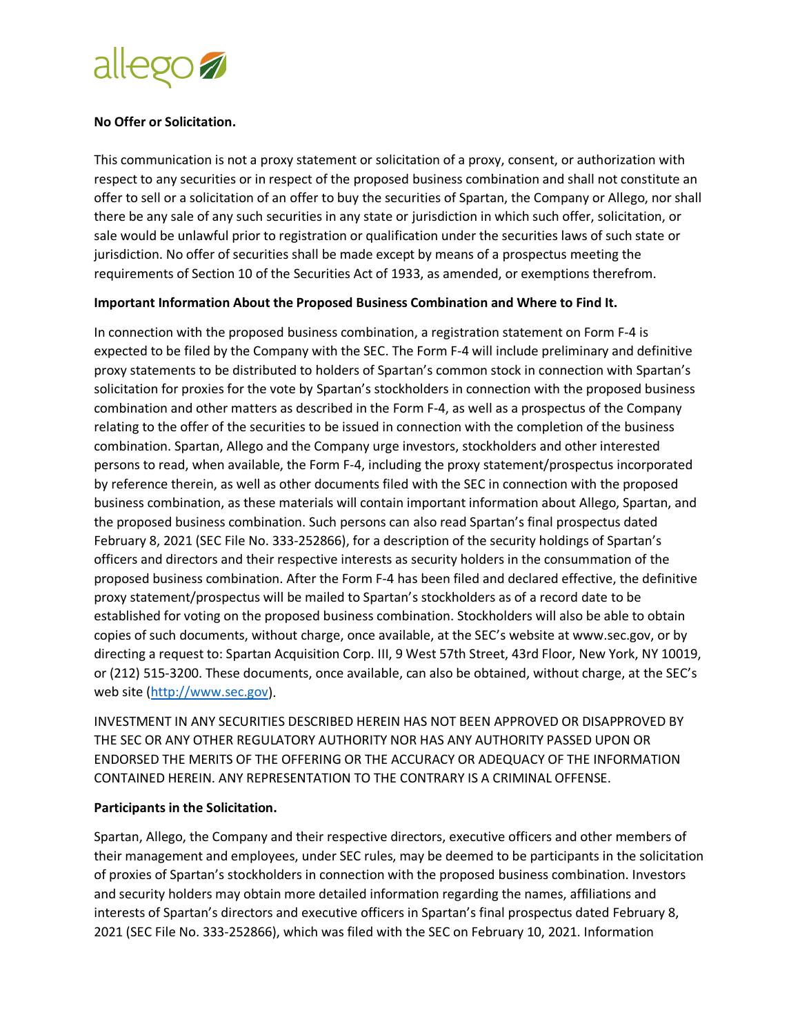**No Offer or Solicitation.**

This communication is not a proxy statement or solicitation of a proxy, consent, or authorization with respect to any securities or in respect of the proposed business combination and shall not constitute an offer to sell or a solicitation of an offer to buy the securities of Spartan, the Company or Allego, nor shall there be any sale of any such securities in any state or jurisdiction in which such offer, solicitation, or sale would be unlawful prior to registration or qualification under the securities laws of such state or jurisdiction. No offer of securities shall be made except by means of a prospectus meeting the requirements of Section 10 of the Securities Act of 1933, as amended, or exemptions therefrom.

**Important Information About the Proposed Business Combination and Where to Find It.**

In connection with the proposed business combination, a registration statement on Form F-4 is expected to be filed by the Company with the SEC. The Form F-4 will include preliminary and definitive proxy statements to be distributed to holders of Spartan's common stock in connection with Spartan's solicitation for proxies for the vote by Spartan's stockholders in connection with the proposed business combination and other matters as described in the Form F-4, as well as a prospectus of the Company relating to the offer of the securities to be issued in connection with the completion of the business combination. Spartan, Allego and the Company urge investors, stockholders and other interested persons to read, when available, the Form F-4, including the proxy statement/prospectus incorporated by reference therein, as well as other documents filed with the SEC in connection with the proposed business combination, as these materials will contain important information about Allego, Spartan, and the proposed business combination. Such persons can also read Spartan's final prospectus dated February 8, 2021 (SEC File No. 333-252866), for a description of the security holdings of Spartan's officers and directors and their respective interests as security holders in the consummation of the proposed business combination. After the Form F-4 has been filed and declared effective, the definitive proxy statement/prospectus will be mailed to Spartan's stockholders as of a record date to be established for voting on the proposed business combination. Stockholders will also be able to obtain copies of such documents, without charge, once available, at the SEC's website at www.sec.gov, or by directing a request to: Spartan Acquisition Corp. III, 9 West 57th Street, 43rd Floor, New York, NY 10019, or (212) 515-3200. These documents, once available, can also be obtained, without charge, at the SEC's web site (http://www.sec.gov).

INVESTMENT IN ANY SECURITIES DESCRIBED HEREIN HAS NOT BEEN APPROVED OR DISAPPROVED BY THE SEC OR ANY OTHER REGULATORY AUTHORITY NOR HAS ANY AUTHORITY PASSED UPON OR ENDORSED THE MERITS OF THE OFFERING OR THE ACCURACY OR ADEQUACY OF THE INFORMATION CONTAINED HEREIN. ANY REPRESENTATION TO THE CONTRARY IS A CRIMINAL OFFENSE.

**Participants in the Solicitation.**

Spartan, Allego, the Company and their respective directors, executive officers and other members of their management and employees, under SEC rules, may be deemed to be participants in the solicitation of proxies of Spartan's stockholders in connection with the proposed business combination. Investors and security holders may obtain more detailed information regarding the names, affiliations and interests of Spartan's directors and executive officers in Spartan's final prospectus dated February 8, 2021 (SEC File No. 333-252866), which was filed with the SEC on February 10, 2021. Information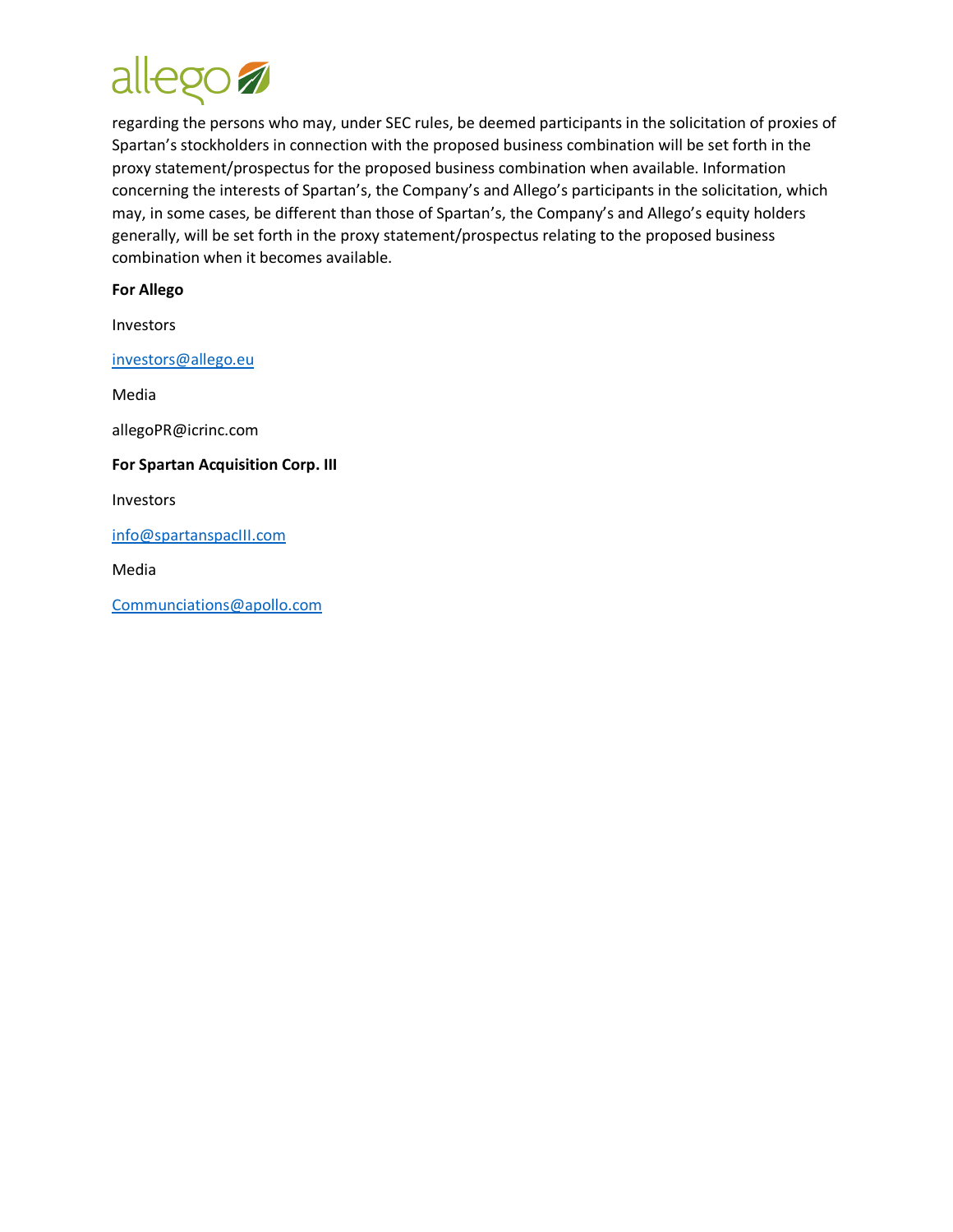regarding the persons who may, under SEC rules, be deemed participants in the solicitation of proxies of Spartan's stockholders in connection with the proposed business combination will be set forth in the proxy statement/prospectus for the proposed business combination when available. Information concerning the interests of Spartan's, the Company's and Allego's participants in the solicitation, which may, in some cases, be different than those of Spartan's, the Company's and Allego's equity holders generally, will be set forth in the proxy statement/prospectus relating to the proposed business combination when it becomes available.

**For Allego**

Investors

investors@allego.eu

Media

allegoPR@icrinc.com

**For Spartan Acquisition Corp. III**

Investors

info@spartanspacIII.com

Media

Communciations@apollo.com